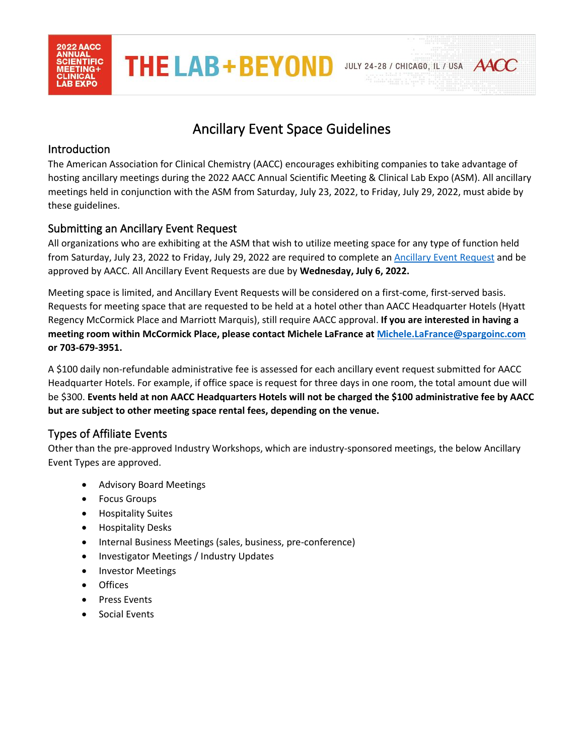2022 AACC ANNUAL SCIENTIFIC MEETING+ CLINICAL LAB EXPO

THE LAB + BEYOND

JULY 24-28 / CHICAGO, IL / USA AACC

# Ancillary Event Space Guidelines

## Introduction

The American Association for Clinical Chemistry (AACC) encourages exhibiting companies to take advantage of hosting ancillary meetings during the 2022 AACC Annual Scientific Meeting & Clinical Lab Expo (ASM). All ancillary meetings held in conjunction with the ASM from Saturday, July 23, 2022, to Friday, July 29, 2022, must abide by these guidelines.

## Submitting an Ancillary Event Request

All organizations who are exhibiting at the ASM that wish to utilize meeting space for any type of function held from Saturday, July 23, 2022 to Friday, July 29, 2022 are required to complete an [Ancillary Event Request]() and be approved by AACC. All Ancillary Event Requests are due by **Wednesday, July 6, 2022.**

Meeting space is limited, and Ancillary Event Requests will be considered on a first-come, first-served basis. Requests for meeting space that are requested to be held at a hotel other than AACC Headquarter Hotels (Hyatt Regency McCormick Place and Marriott Marquis), still require AACC approval. **If you are interested in having a meeting room within McCormick Place, please contact Michele LaFrance at [Michele.LaFrance@spargoinc.com](mailto:Michele.LaFrance@spargoinc.com) or 703-679-3951.**

A $100 daily non-refundable administrative fee is assessed for each ancillary event request submitted for AACC Headquarter Hotels. For example, if office space is request for three days in one room, the total amount due will be $300. **Events held at non AACC Headquarters Hotels will not be charged the $100 administrative fee by AACC but are subject to other meeting space rental fees, depending on the venue.**

## Types of Affiliate Events

Other than the pre-approved Industry Workshops, which are industry-sponsored meetings, the below Ancillary Event Types are approved.

- Advisory Board Meetings
- Focus Groups
- Hospitality Suites
- Hospitality Desks
- Internal Business Meetings (sales, business, pre-conference)
- Investigator Meetings / Industry Updates
- Investor Meetings
- Offices
- Press Events
- Social Events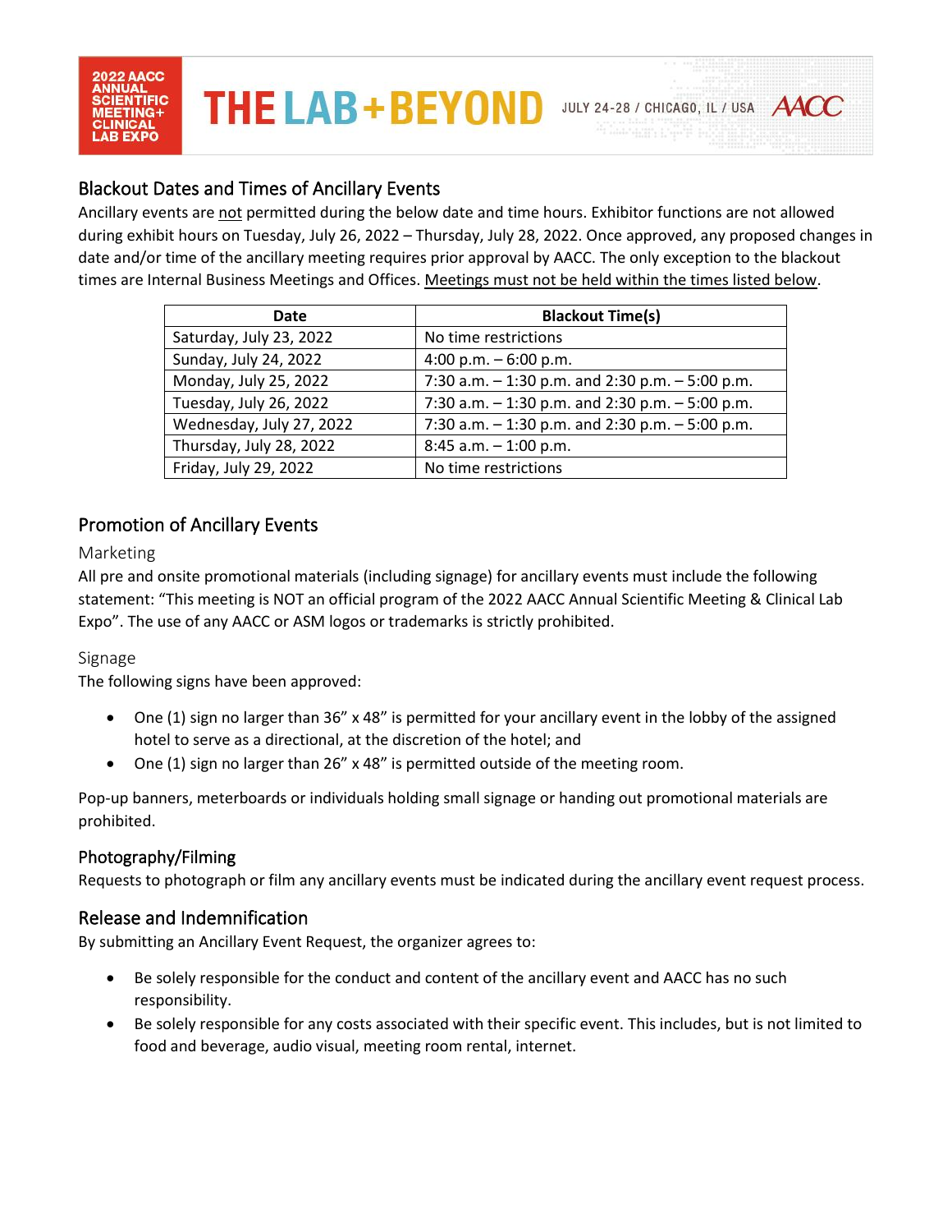## Blackout Dates and Times of Ancillary Events

Ancillary events are not permitted during the below date and time hours. Exhibitor functions are not allowed during exhibit hours on Tuesday, July 26, 2022 – Thursday, July 28, 2022. Once approved, any proposed changes in date and/or time of the ancillary meeting requires prior approval by AACC. The only exception to the blackout times are Internal Business Meetings and Offices. Meetings must not be held within the times listed below.

| Date | Blackout Time(s) |
|---|---|
| Saturday, July 23, 2022 | No time restrictions |
| Sunday, July 24, 2022 | 4:00 p.m. – 6:00 p.m. |
| Monday, July 25, 2022 | 7:30 a.m. – 1:30 p.m. and 2:30 p.m. – 5:00 p.m. |
| Tuesday, July 26, 2022 | 7:30 a.m. – 1:30 p.m. and 2:30 p.m. – 5:00 p.m. |
| Wednesday, July 27, 2022 | 7:30 a.m. – 1:30 p.m. and 2:30 p.m. – 5:00 p.m. |
| Thursday, July 28, 2022 | 8:45 a.m. – 1:00 p.m. |
| Friday, July 29, 2022 | No time restrictions |

## Promotion of Ancillary Events

### Marketing

All pre and onsite promotional materials (including signage) for ancillary events must include the following statement: "This meeting is NOT an official program of the 2022 AACC Annual Scientific Meeting & Clinical Lab Expo". The use of any AACC or ASM logos or trademarks is strictly prohibited.

### Signage

The following signs have been approved:

- One (1) sign no larger than 36" x 48" is permitted for your ancillary event in the lobby of the assigned hotel to serve as a directional, at the discretion of the hotel; and
- One (1) sign no larger than 26" x 48" is permitted outside of the meeting room.

Pop-up banners, meterboards or individuals holding small signage or handing out promotional materials are prohibited.

## Photography/Filming

Requests to photograph or film any ancillary events must be indicated during the ancillary event request process.

## Release and Indemnification

By submitting an Ancillary Event Request, the organizer agrees to:

- Be solely responsible for the conduct and content of the ancillary event and AACC has no such responsibility.
- Be solely responsible for any costs associated with their specific event. This includes, but is not limited to food and beverage, audio visual, meeting room rental, internet.